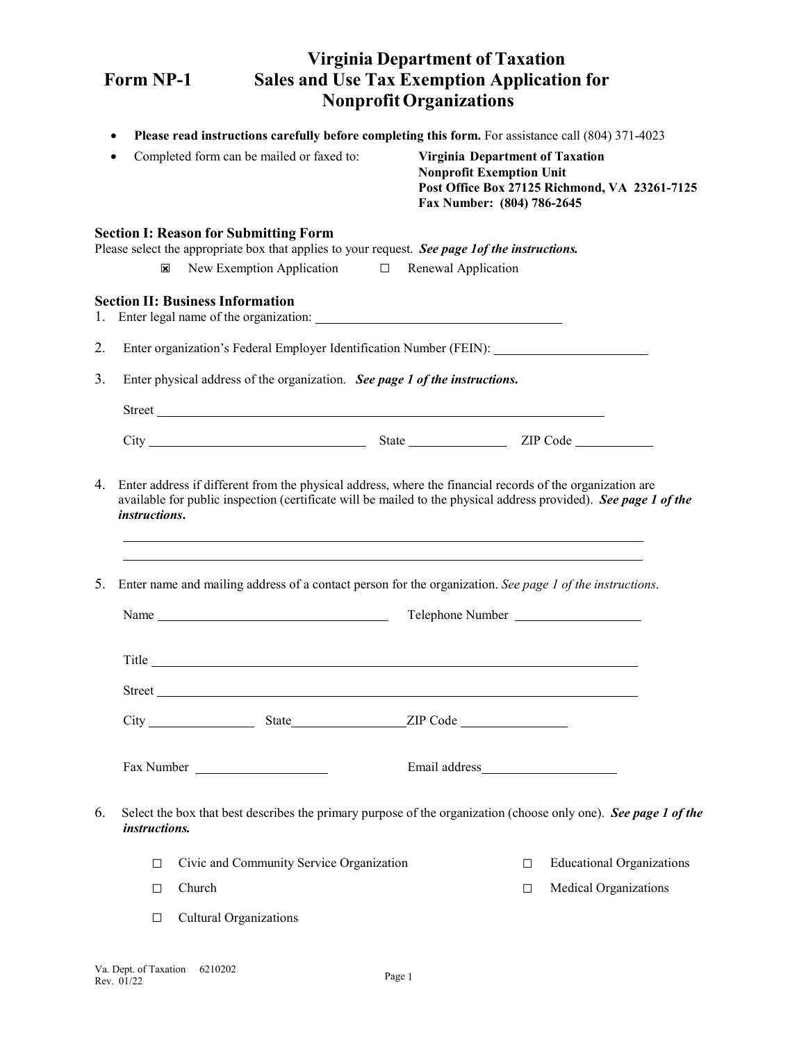# Form NP-1

# Virginia Department of Taxation
## Sales and Use Tax Exemption Application for Nonprofit Organizations

- **Please read instructions carefully before completing this form.** For assistance call (804) 371-4023
- Completed form can be mailed or faxed to: **Virginia Department of Taxation**
  **Nonprofit Exemption Unit**
  **Post Office Box 27125 Richmond, VA 23261-7125**
  **Fax Number: (804) 786-2645**

### Section I: Reason for Submitting Form

Please select the appropriate box that applies to your request. ***See page 1of the instructions.***

☒ New Exemption Application ☐ Renewal Application

### Section II: Business Information

1. Enter legal name of the organization: ______________________________

2. Enter organization's Federal Employer Identification Number (FEIN): ____________________

3. Enter physical address of the organization. ***See page 1 of the instructions.***

   Street ______________________________________________

   City ________________________ State ____________ ZIP Code __________

4. Enter address if different from the physical address, where the financial records of the organization are available for public inspection (certificate will be mailed to the physical address provided). ***See page 1 of the instructions.***

   ______________________________________________

   ______________________________________________

5. Enter name and mailing address of a contact person for the organization. *See page 1 of the instructions*.

   Name __________________________ Telephone Number ________________

   Title ______________________________________________

   Street ______________________________________________

   City ____________ State______________ZIP Code ______________

   Fax Number ________________ Email address________________

6. Select the box that best describes the primary purpose of the organization (choose only one). ***See page 1 of the instructions.***

   ☐ Civic and Community Service Organization

   ☐ Educational Organizations

   ☐ Church

   ☐ Medical Organizations

   ☐ Cultural Organizations

Va. Dept. of Taxation 6210202
Rev. 01/22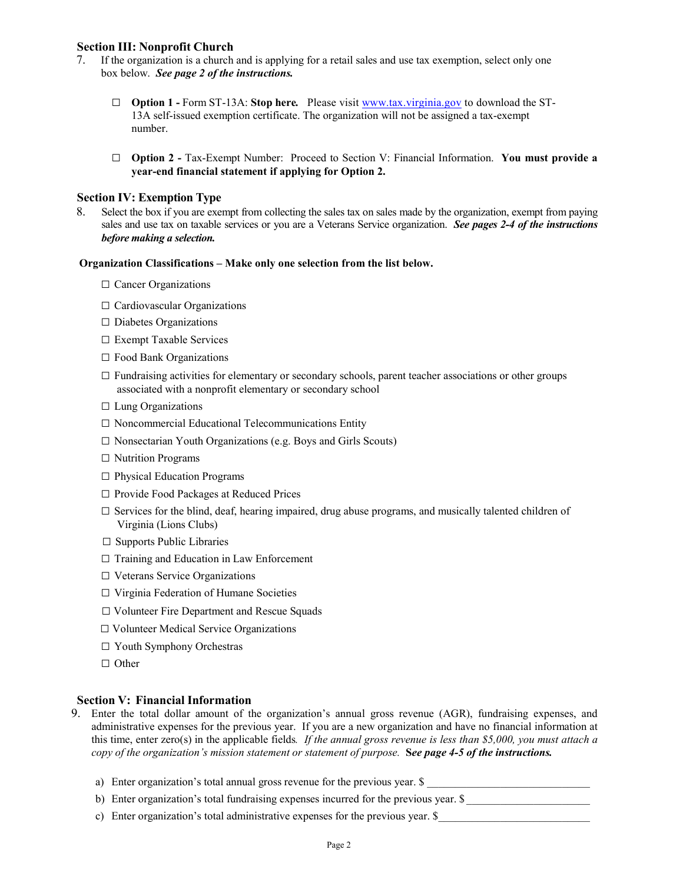## Section III: Nonprofit Church

7. If the organization is a church and is applying for a retail sales and use tax exemption, select only one box below. ***See page 2 of the instructions.***

   ☐ **Option 1 -** Form ST-13A: **Stop here.** Please visit www.tax.virginia.gov to download the ST-13A self-issued exemption certificate. The organization will not be assigned a tax-exempt number.

   ☐ **Option 2 -** Tax-Exempt Number: Proceed to Section V: Financial Information. **You must provide a year-end financial statement if applying for Option 2.**

## Section IV: Exemption Type

8. Select the box if you are exempt from collecting the sales tax on sales made by the organization, exempt from paying sales and use tax on taxable services or you are a Veterans Service organization. ***See pages 2-4 of the instructions before making a selection.***

**Organization Classifications – Make only one selection from the list below.**

☐ Cancer Organizations

☐ Cardiovascular Organizations

☐ Diabetes Organizations

☐ Exempt Taxable Services

☐ Food Bank Organizations

☐ Fundraising activities for elementary or secondary schools, parent teacher associations or other groups associated with a nonprofit elementary or secondary school

☐ Lung Organizations

☐ Noncommercial Educational Telecommunications Entity

☐ Nonsectarian Youth Organizations (e.g. Boys and Girls Scouts)

☐ Nutrition Programs

☐ Physical Education Programs

☐ Provide Food Packages at Reduced Prices

☐ Services for the blind, deaf, hearing impaired, drug abuse programs, and musically talented children of Virginia (Lions Clubs)

☐ Supports Public Libraries

☐ Training and Education in Law Enforcement

☐ Veterans Service Organizations

☐ Virginia Federation of Humane Societies

☐ Volunteer Fire Department and Rescue Squads

☐ Volunteer Medical Service Organizations

☐ Youth Symphony Orchestras

☐ Other

## Section V: Financial Information

9. Enter the total dollar amount of the organization's annual gross revenue (AGR), fundraising expenses, and administrative expenses for the previous year. If you are a new organization and have no financial information at this time, enter zero(s) in the applicable fields. *If the annual gross revenue is less than $5,000, you must attach a copy of the organization's mission statement or statement of purpose.* **See page 4-5 of the instructions.**

   a) Enter organization's total annual gross revenue for the previous year. $ ____________________________

   b) Enter organization's total fundraising expenses incurred for the previous year. $ ______________________

   c) Enter organization's total administrative expenses for the previous year. $___________________________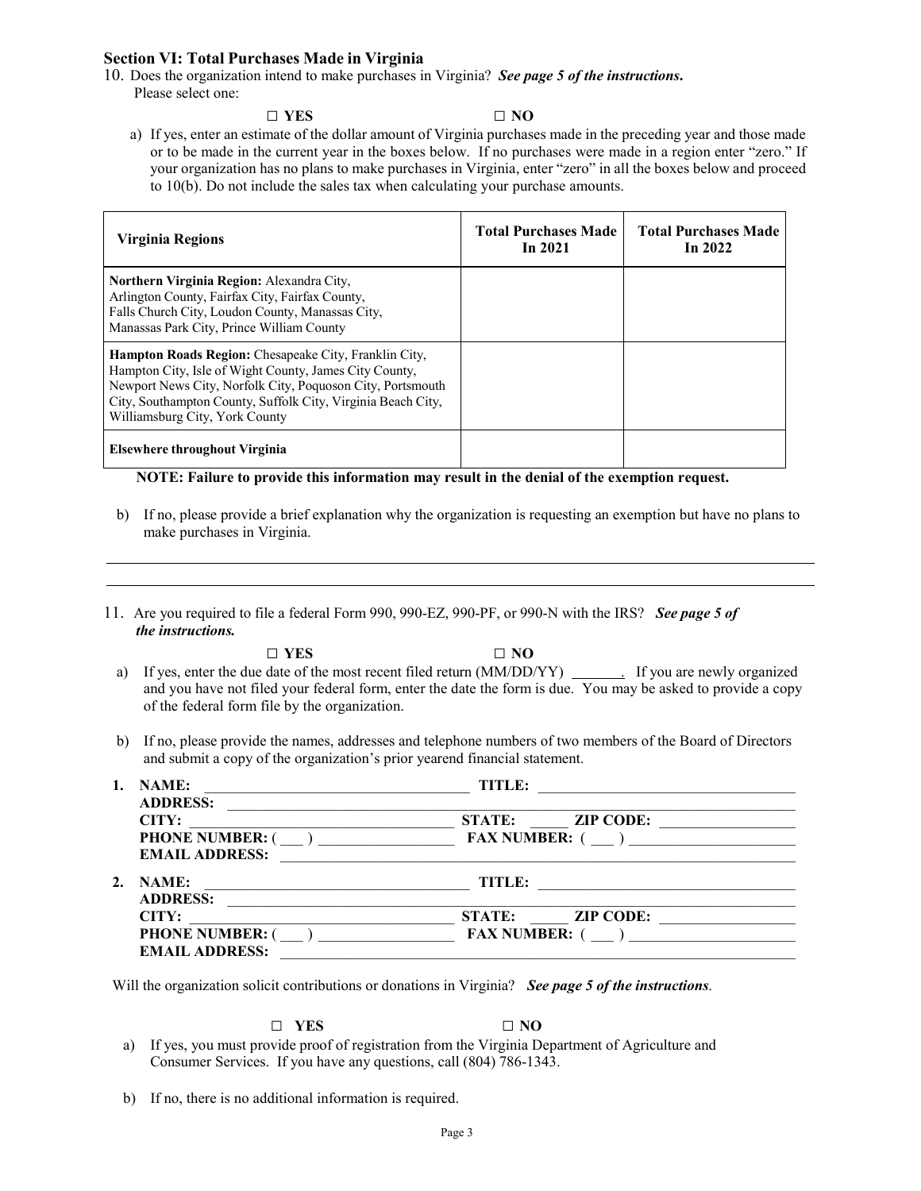### Section VI: Total Purchases Made in Virginia

10. Does the organization intend to make purchases in Virginia? ***See page 5 of the instructions.***
 Please select one:

 ☐ **YES** ☐ **NO**

 a) If yes, enter an estimate of the dollar amount of Virginia purchases made in the preceding year and those made or to be made in the current year in the boxes below. If no purchases were made in a region enter "zero." If your organization has no plans to make purchases in Virginia, enter "zero" in all the boxes below and proceed to 10(b). Do not include the sales tax when calculating your purchase amounts.

| Virginia Regions | Total Purchases Made In 2021 | Total Purchases Made In 2022 |
|---|---|---|
| **Northern Virginia Region:** Alexandra City, Arlington County, Fairfax City, Fairfax County, Falls Church City, Loudon County, Manassas City, Manassas Park City, Prince William County | | |
| **Hampton Roads Region:** Chesapeake City, Franklin City, Hampton City, Isle of Wight County, James City County, Newport News City, Norfolk City, Poquoson City, Portsmouth City, Southampton County, Suffolk City, Virginia Beach City, Williamsburg City, York County | | |
| **Elsewhere throughout Virginia** | | |

**NOTE: Failure to provide this information may result in the denial of the exemption request.**

 b) If no, please provide a brief explanation why the organization is requesting an exemption but have no plans to make purchases in Virginia.

______________________________________________________________________________

______________________________________________________________________________

11. Are you required to file a federal Form 990, 990-EZ, 990-PF, or 990-N with the IRS? ***See page 5 of the instructions.***

 ☐ **YES** ☐ **NO**

 a) If yes, enter the due date of the most recent filed return (MM/DD/YY) _______. If you are newly organized and you have not filed your federal form, enter the date the form is due. You may be asked to provide a copy of the federal form file by the organization.

 b) If no, please provide the names, addresses and telephone numbers of two members of the Board of Directors and submit a copy of the organization's prior yearend financial statement.

1. **NAME:** ______________________ **TITLE:** ______________________
 **ADDRESS:** ______________________
 **CITY:** ______________________ **STATE:** _____ **ZIP CODE:** ______________
 **PHONE NUMBER:** ( ___ ) ______________ **FAX NUMBER:** ( ___ ) ______________
 **EMAIL ADDRESS:** ______________________

2. **NAME:** ______________________ **TITLE:** ______________________
 **ADDRESS:** ______________________
 **CITY:** ______________________ **STATE:** _____ **ZIP CODE:** ______________
 **PHONE NUMBER:** ( ___ ) ______________ **FAX NUMBER:** ( ___ ) ______________
 **EMAIL ADDRESS:** ______________________

Will the organization solicit contributions or donations in Virginia? ***See page 5 of the instructions.***

 ☐ **YES** ☐ **NO**

 a) If yes, you must provide proof of registration from the Virginia Department of Agriculture and Consumer Services. If you have any questions, call (804) 786-1343.

 b) If no, there is no additional information is required.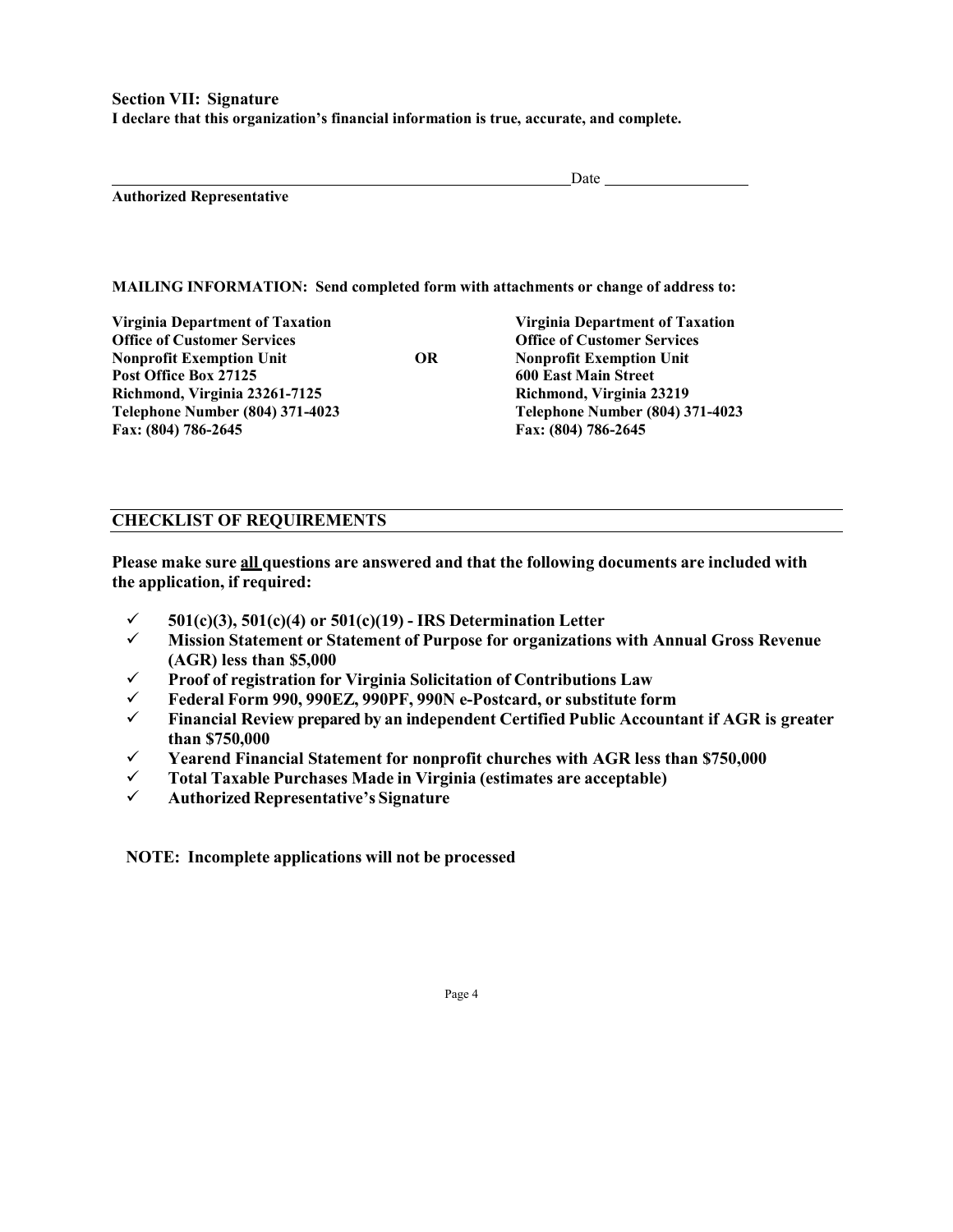### Section VII: Signature

**I declare that this organization's financial information is true, accurate, and complete.**

\_\_\_\_\_\_\_\_\_\_\_\_\_\_\_\_\_\_\_\_\_\_\_\_\_\_\_\_\_\_\_\_\_\_\_\_\_\_\_\_\_\_\_\_\_\_\_\_ Date \_\_\_\_\_\_\_\_\_\_\_\_\_\_\_\_

**Authorized Representative**

**MAILING INFORMATION: Send completed form with attachments or change of address to:**

**Virginia Department of Taxation**
**Office of Customer Services**
**Nonprofit Exemption Unit**
**Post Office Box 27125**
**Richmond, Virginia 23261-7125**
**Telephone Number (804) 371-4023**
**Fax: (804) 786-2645**

**OR**

**Virginia Department of Taxation**
**Office of Customer Services**
**Nonprofit Exemption Unit**
**600 East Main Street**
**Richmond, Virginia 23219**
**Telephone Number (804) 371-4023**
**Fax: (804) 786-2645**

## CHECKLIST OF REQUIREMENTS

**Please make sure all questions are answered and that the following documents are included with the application, if required:**

- ✓ **501(c)(3), 501(c)(4) or 501(c)(19) - IRS Determination Letter**
- ✓ **Mission Statement or Statement of Purpose for organizations with Annual Gross Revenue (AGR) less than $5,000**
- ✓ **Proof of registration for Virginia Solicitation of Contributions Law**
- ✓ **Federal Form 990, 990EZ, 990PF, 990N e-Postcard, or substitute form**
- ✓ **Financial Review prepared by an independent Certified Public Accountant if AGR is greater than $750,000**
- ✓ **Yearend Financial Statement for nonprofit churches with AGR less than $750,000**
- ✓ **Total Taxable Purchases Made in Virginia (estimates are acceptable)**
- ✓ **Authorized Representative's Signature**

**NOTE: Incomplete applications will not be processed**